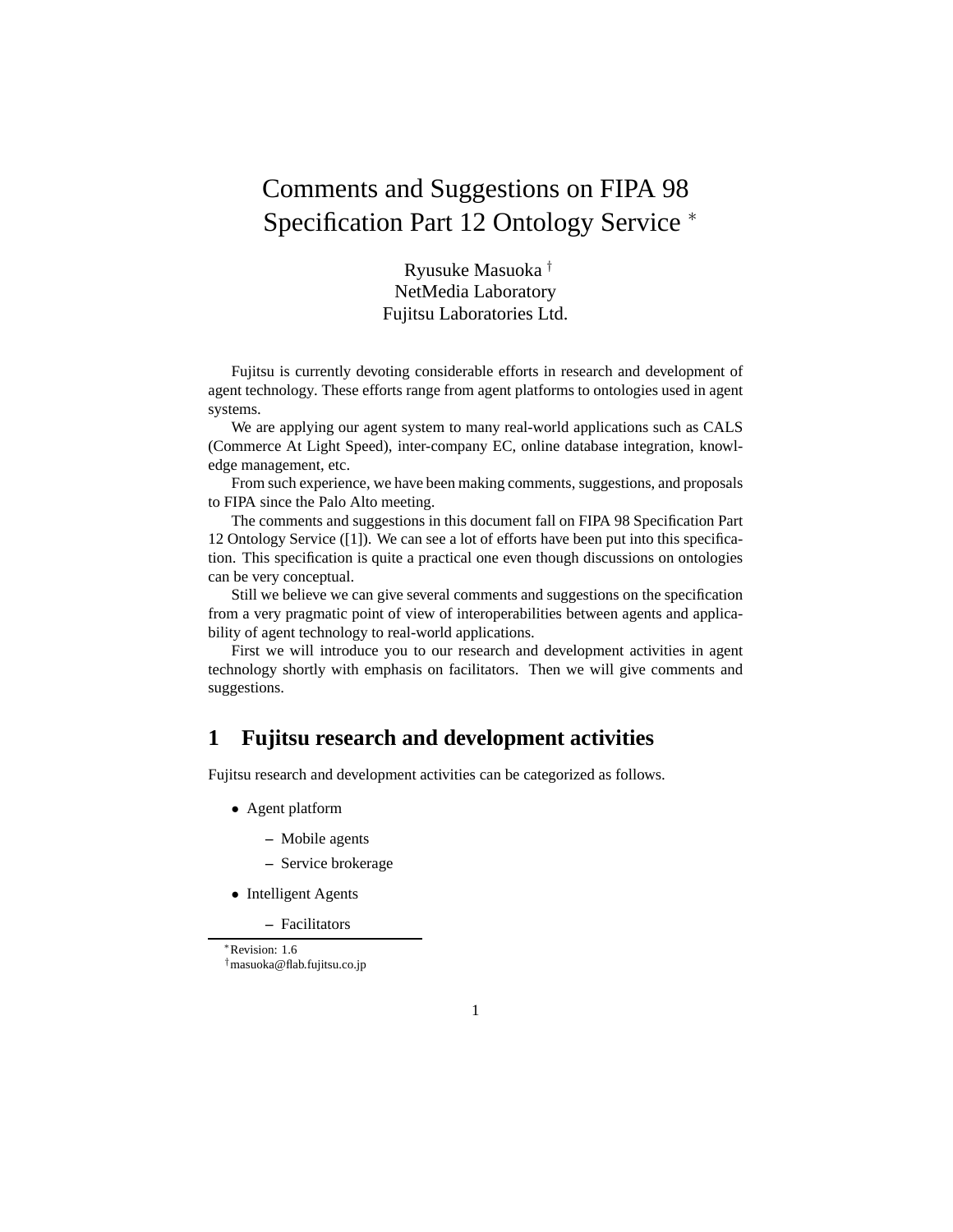# Comments and Suggestions on FIPA 98 Specification Part 12 Ontology Service [*]

Ryusuke Masuoka [†]
NetMedia Laboratory
Fujitsu Laboratories Ltd.

Fujitsu is currently devoting considerable efforts in research and development of agent technology. These efforts range from agent platforms to ontologies used in agent systems.

We are applying our agent system to many real-world applications such as CALS (Commerce At Light Speed), inter-company EC, online database integration, knowledge management, etc.

From such experience, we have been making comments, suggestions, and proposals to FIPA since the Palo Alto meeting.

The comments and suggestions in this document fall on FIPA 98 Specification Part 12 Ontology Service ([1]). We can see a lot of efforts have been put into this specification. This specification is quite a practical one even though discussions on ontologies can be very conceptual.

Still we believe we can give several comments and suggestions on the specification from a very pragmatic point of view of interoperabilities between agents and applicability of agent technology to real-world applications.

First we will introduce you to our research and development activities in agent technology shortly with emphasis on facilitators. Then we will give comments and suggestions.

## 1 Fujitsu research and development activities

Fujitsu research and development activities can be categorized as follows.

- Agent platform
  - Mobile agents
  - Service brokerage
- Intelligent Agents
  - Facilitators

[*] Revision: 1.6
[†] masuoka@flab.fujitsu.co.jp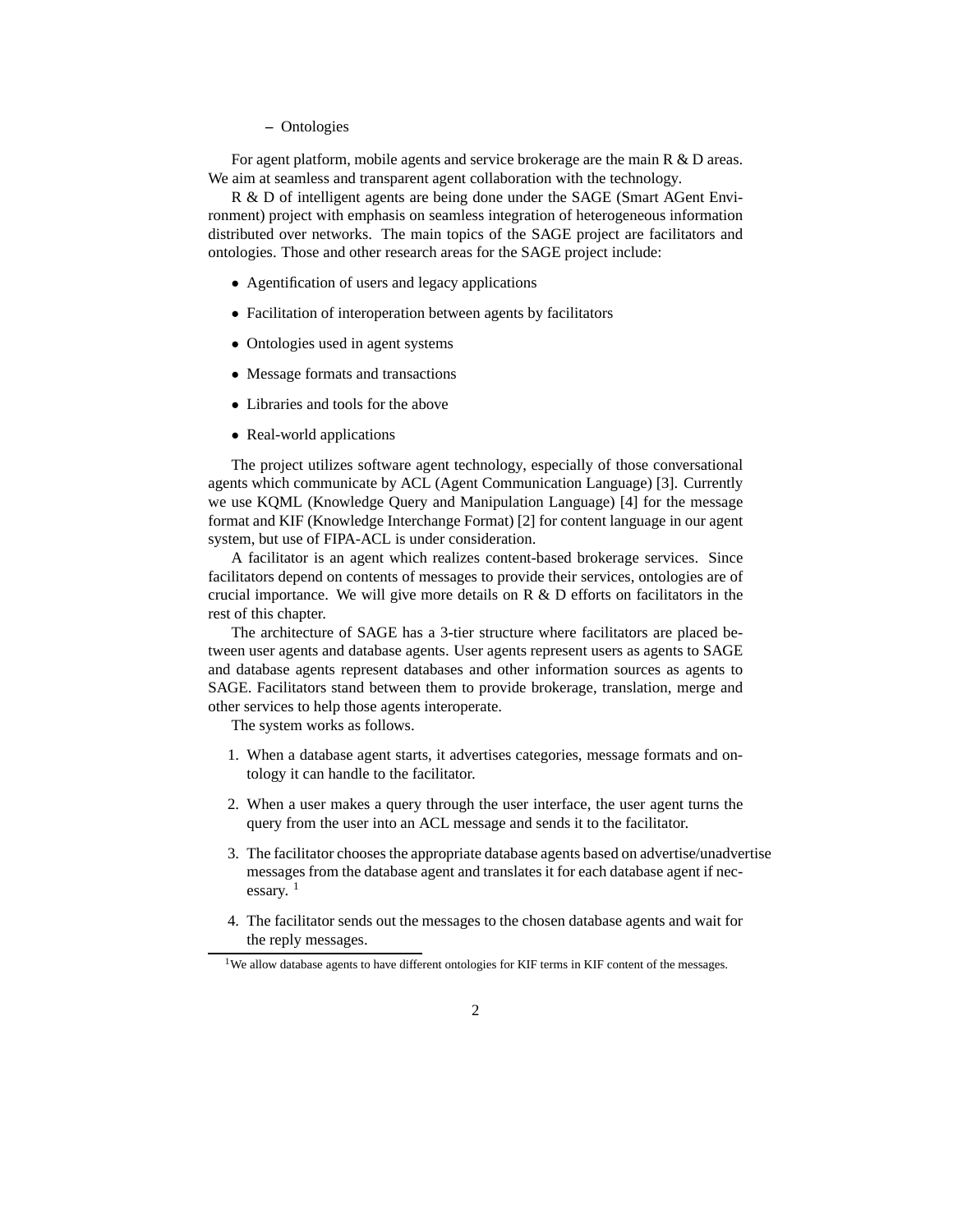- Ontologies

For agent platform, mobile agents and service brokerage are the main R & D areas. We aim at seamless and transparent agent collaboration with the technology.

R & D of intelligent agents are being done under the SAGE (Smart AGent Environment) project with emphasis on seamless integration of heterogeneous information distributed over networks. The main topics of the SAGE project are facilitators and ontologies. Those and other research areas for the SAGE project include:

- Agentification of users and legacy applications
- Facilitation of interoperation between agents by facilitators
- Ontologies used in agent systems
- Message formats and transactions
- Libraries and tools for the above
- Real-world applications

The project utilizes software agent technology, especially of those conversational agents which communicate by ACL (Agent Communication Language) [3]. Currently we use KQML (Knowledge Query and Manipulation Language) [4] for the message format and KIF (Knowledge Interchange Format) [2] for content language in our agent system, but use of FIPA-ACL is under consideration.

A facilitator is an agent which realizes content-based brokerage services. Since facilitators depend on contents of messages to provide their services, ontologies are of crucial importance. We will give more details on R & D efforts on facilitators in the rest of this chapter.

The architecture of SAGE has a 3-tier structure where facilitators are placed between user agents and database agents. User agents represent users as agents to SAGE and database agents represent databases and other information sources as agents to SAGE. Facilitators stand between them to provide brokerage, translation, merge and other services to help those agents interoperate.

The system works as follows.

1. When a database agent starts, it advertises categories, message formats and ontology it can handle to the facilitator.
2. When a user makes a query through the user interface, the user agent turns the query from the user into an ACL message and sends it to the facilitator.
3. The facilitator chooses the appropriate database agents based on advertise/unadvertise messages from the database agent and translates it for each database agent if necessary. [1]
4. The facilitator sends out the messages to the chosen database agents and wait for the reply messages.

[1] We allow database agents to have different ontologies for KIF terms in KIF content of the messages.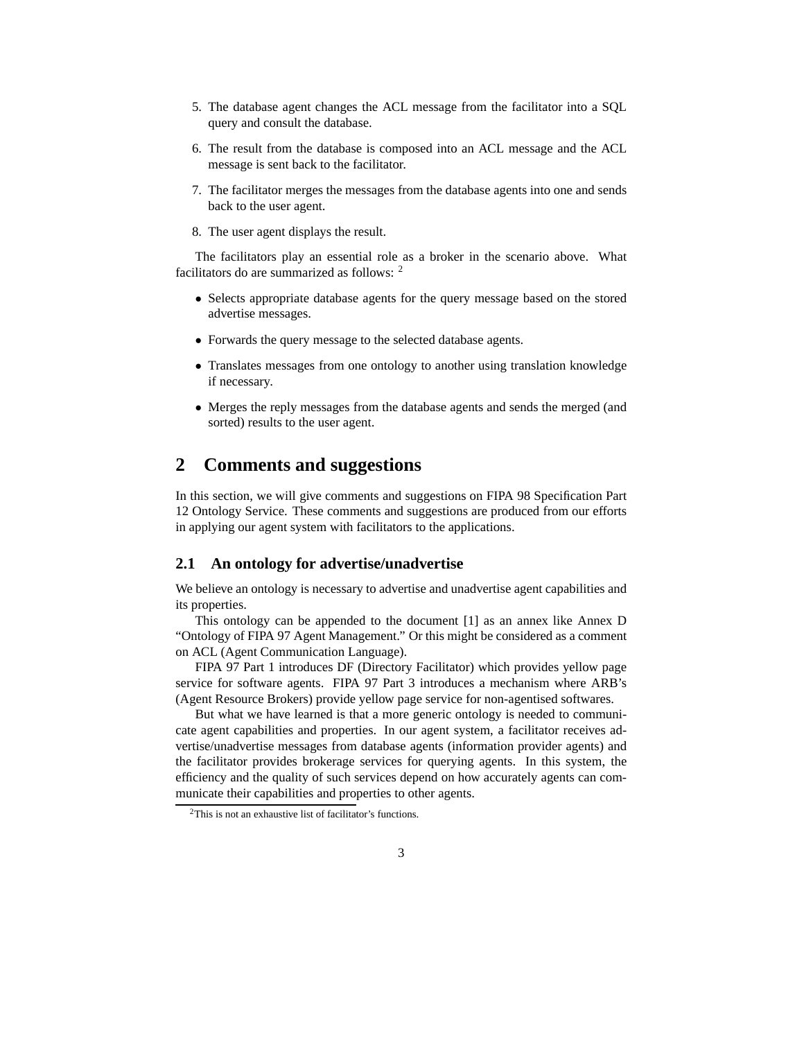5. The database agent changes the ACL message from the facilitator into a SQL query and consult the database.

6. The result from the database is composed into an ACL message and the ACL message is sent back to the facilitator.

7. The facilitator merges the messages from the database agents into one and sends back to the user agent.

8. The user agent displays the result.

The facilitators play an essential role as a broker in the scenario above. What facilitators do are summarized as follows: [2]

- Selects appropriate database agents for the query message based on the stored advertise messages.
- Forwards the query message to the selected database agents.
- Translates messages from one ontology to another using translation knowledge if necessary.
- Merges the reply messages from the database agents and sends the merged (and sorted) results to the user agent.

# 2 Comments and suggestions

In this section, we will give comments and suggestions on FIPA 98 Specification Part 12 Ontology Service. These comments and suggestions are produced from our efforts in applying our agent system with facilitators to the applications.

## 2.1 An ontology for advertise/unadvertise

We believe an ontology is necessary to advertise and unadvertise agent capabilities and its properties.

This ontology can be appended to the document [1] as an annex like Annex D "Ontology of FIPA 97 Agent Management." Or this might be considered as a comment on ACL (Agent Communication Language).

FIPA 97 Part 1 introduces DF (Directory Facilitator) which provides yellow page service for software agents. FIPA 97 Part 3 introduces a mechanism where ARB's (Agent Resource Brokers) provide yellow page service for non-agentised softwares.

But what we have learned is that a more generic ontology is needed to communicate agent capabilities and properties. In our agent system, a facilitator receives advertise/unadvertise messages from database agents (information provider agents) and the facilitator provides brokerage services for querying agents. In this system, the efficiency and the quality of such services depend on how accurately agents can communicate their capabilities and properties to other agents.

[2] This is not an exhaustive list of facilitator's functions.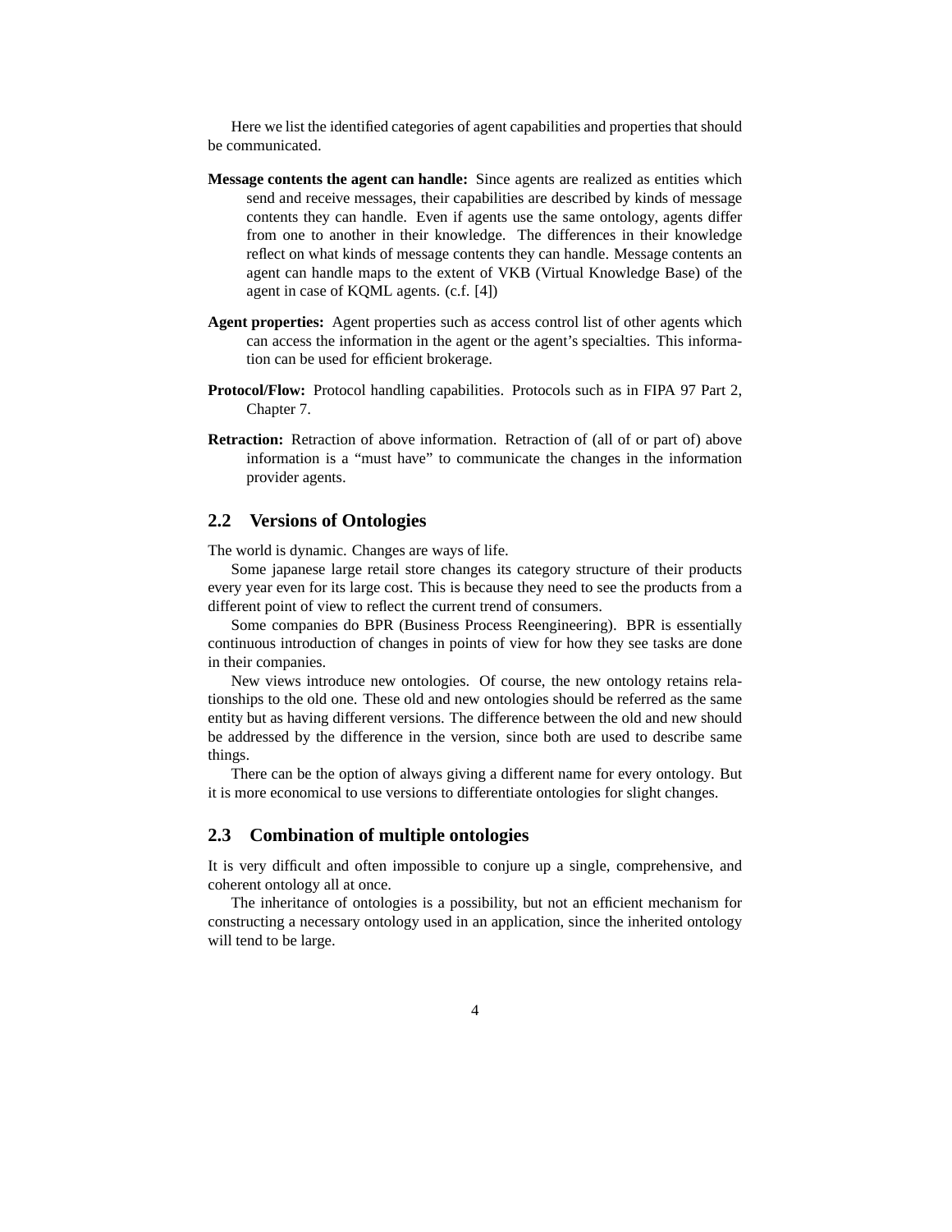Here we list the identified categories of agent capabilities and properties that should be communicated.

**Message contents the agent can handle:** Since agents are realized as entities which send and receive messages, their capabilities are described by kinds of message contents they can handle. Even if agents use the same ontology, agents differ from one to another in their knowledge. The differences in their knowledge reflect on what kinds of message contents they can handle. Message contents an agent can handle maps to the extent of VKB (Virtual Knowledge Base) of the agent in case of KQML agents. (c.f. [4])

**Agent properties:** Agent properties such as access control list of other agents which can access the information in the agent or the agent's specialties. This information can be used for efficient brokerage.

**Protocol/Flow:** Protocol handling capabilities. Protocols such as in FIPA 97 Part 2, Chapter 7.

**Retraction:** Retraction of above information. Retraction of (all of or part of) above information is a "must have" to communicate the changes in the information provider agents.

## 2.2 Versions of Ontologies

The world is dynamic. Changes are ways of life.

Some japanese large retail store changes its category structure of their products every year even for its large cost. This is because they need to see the products from a different point of view to reflect the current trend of consumers.

Some companies do BPR (Business Process Reengineering). BPR is essentially continuous introduction of changes in points of view for how they see tasks are done in their companies.

New views introduce new ontologies. Of course, the new ontology retains relationships to the old one. These old and new ontologies should be referred as the same entity but as having different versions. The difference between the old and new should be addressed by the difference in the version, since both are used to describe same things.

There can be the option of always giving a different name for every ontology. But it is more economical to use versions to differentiate ontologies for slight changes.

## 2.3 Combination of multiple ontologies

It is very difficult and often impossible to conjure up a single, comprehensive, and coherent ontology all at once.

The inheritance of ontologies is a possibility, but not an efficient mechanism for constructing a necessary ontology used in an application, since the inherited ontology will tend to be large.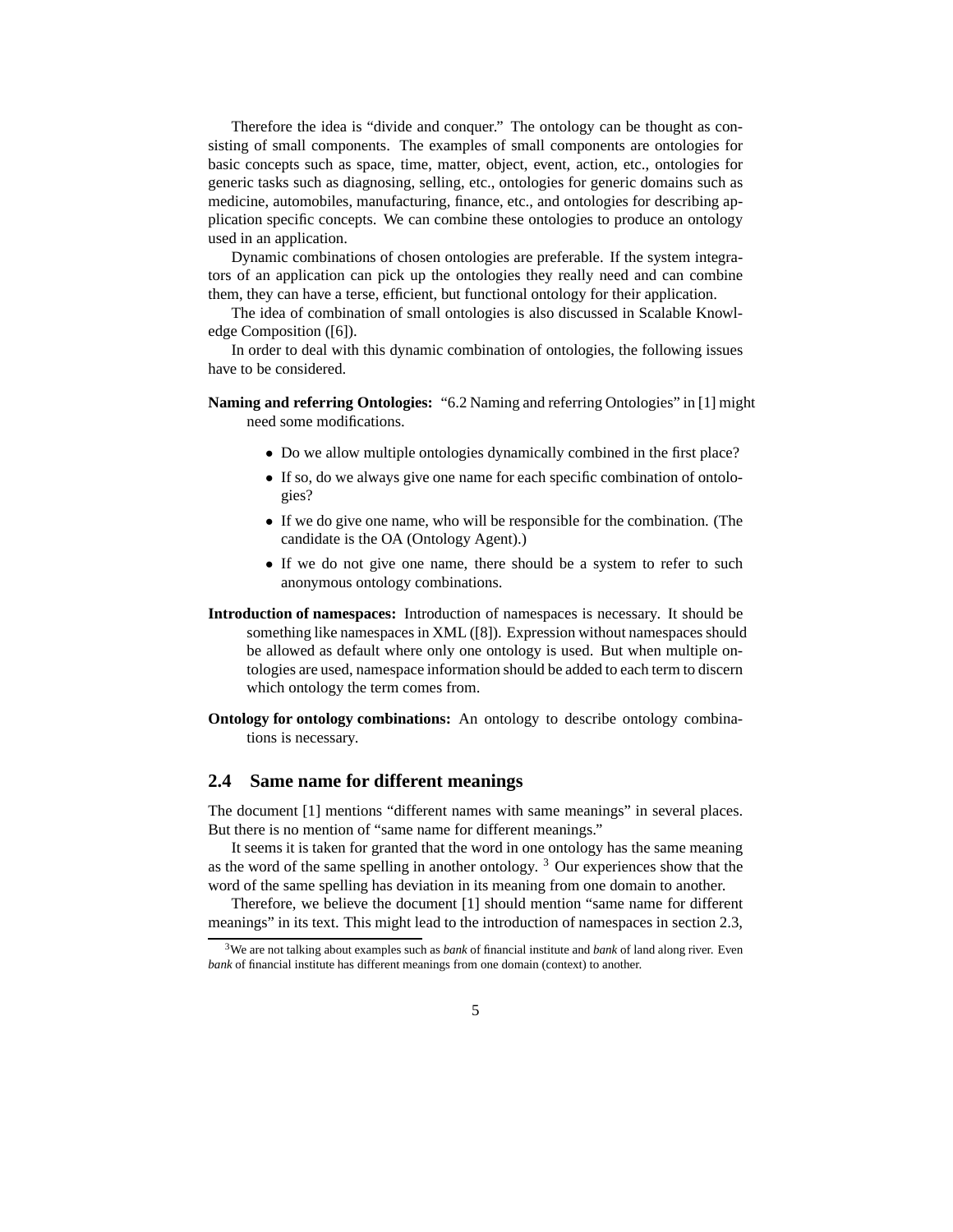Therefore the idea is "divide and conquer." The ontology can be thought as consisting of small components. The examples of small components are ontologies for basic concepts such as space, time, matter, object, event, action, etc., ontologies for generic tasks such as diagnosing, selling, etc., ontologies for generic domains such as medicine, automobiles, manufacturing, finance, etc., and ontologies for describing application specific concepts. We can combine these ontologies to produce an ontology used in an application.

Dynamic combinations of chosen ontologies are preferable. If the system integrators of an application can pick up the ontologies they really need and can combine them, they can have a terse, efficient, but functional ontology for their application.

The idea of combination of small ontologies is also discussed in Scalable Knowledge Composition ([6]).

In order to deal with this dynamic combination of ontologies, the following issues have to be considered.

**Naming and referring Ontologies:** "6.2 Naming and referring Ontologies" in [1] might need some modifications.

- Do we allow multiple ontologies dynamically combined in the first place?
- If so, do we always give one name for each specific combination of ontologies?
- If we do give one name, who will be responsible for the combination. (The candidate is the OA (Ontology Agent).)
- If we do not give one name, there should be a system to refer to such anonymous ontology combinations.

**Introduction of namespaces:** Introduction of namespaces is necessary. It should be something like namespaces in XML ([8]). Expression without namespaces should be allowed as default where only one ontology is used. But when multiple ontologies are used, namespace information should be added to each term to discern which ontology the term comes from.

**Ontology for ontology combinations:** An ontology to describe ontology combinations is necessary.

## 2.4 Same name for different meanings

The document [1] mentions "different names with same meanings" in several places. But there is no mention of "same name for different meanings."

It seems it is taken for granted that the word in one ontology has the same meaning as the word of the same spelling in another ontology. [3] Our experiences show that the word of the same spelling has deviation in its meaning from one domain to another.

Therefore, we believe the document [1] should mention "same name for different meanings" in its text. This might lead to the introduction of namespaces in section 2.3,

[3] We are not talking about examples such as *bank* of financial institute and *bank* of land along river. Even *bank* of financial institute has different meanings from one domain (context) to another.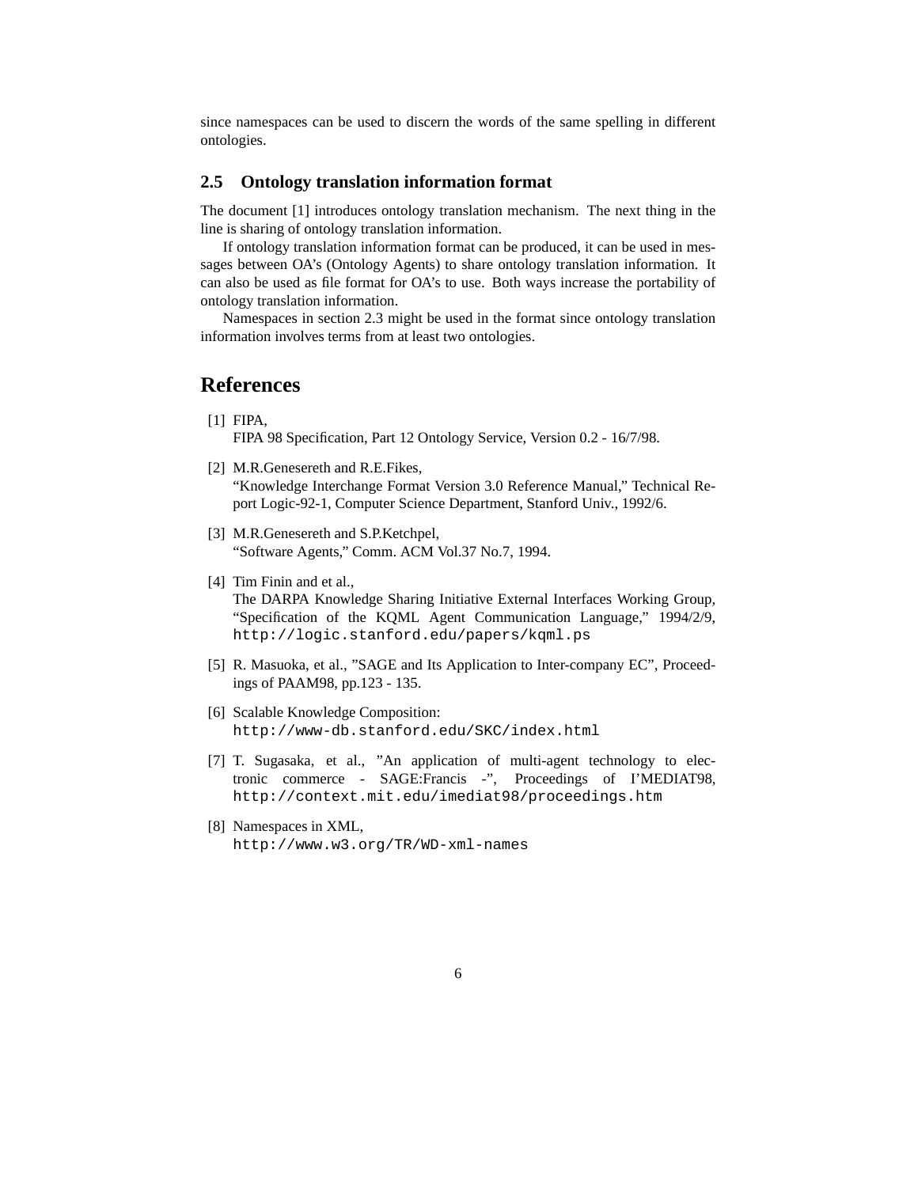since namespaces can be used to discern the words of the same spelling in different ontologies.

### 2.5 Ontology translation information format

The document [1] introduces ontology translation mechanism. The next thing in the line is sharing of ontology translation information.

If ontology translation information format can be produced, it can be used in messages between OA's (Ontology Agents) to share ontology translation information. It can also be used as file format for OA's to use. Both ways increase the portability of ontology translation information.

Namespaces in section 2.3 might be used in the format since ontology translation information involves terms from at least two ontologies.

## References

[1] FIPA,
FIPA 98 Specification, Part 12 Ontology Service, Version 0.2 - 16/7/98.

[2] M.R.Genesereth and R.E.Fikes,
"Knowledge Interchange Format Version 3.0 Reference Manual," Technical Report Logic-92-1, Computer Science Department, Stanford Univ., 1992/6.

[3] M.R.Genesereth and S.P.Ketchpel,
"Software Agents," Comm. ACM Vol.37 No.7, 1994.

[4] Tim Finin and et al.,
The DARPA Knowledge Sharing Initiative External Interfaces Working Group, "Specification of the KQML Agent Communication Language," 1994/2/9, `http://logic.stanford.edu/papers/kqml.ps`

[5] R. Masuoka, et al., "SAGE and Its Application to Inter-company EC", Proceedings of PAAM98, pp.123 - 135.

[6] Scalable Knowledge Composition:
`http://www-db.stanford.edu/SKC/index.html`

[7] T. Sugasaka, et al., "An application of multi-agent technology to electronic commerce - SAGE:Francis -", Proceedings of I'MEDIAT98, `http://context.mit.edu/imediat98/proceedings.htm`

[8] Namespaces in XML,
`http://www.w3.org/TR/WD-xml-names`